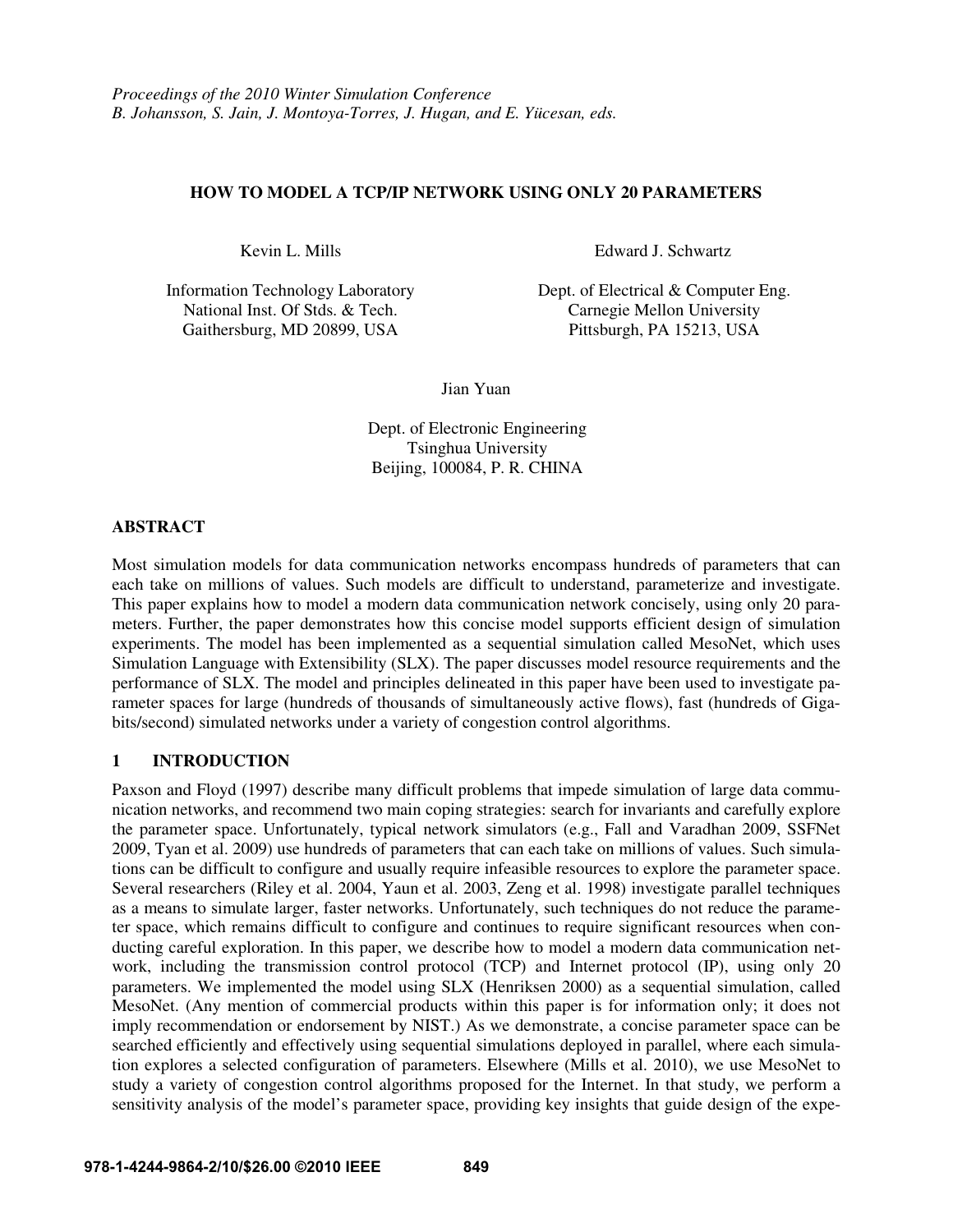*Proceedings of the 2010 Winter Simulation Conference*
*B. Johansson, S. Jain, J. Montoya-Torres, J. Hugan, and E. Yücesan, eds.*

# HOW TO MODEL A TCP/IP NETWORK USING ONLY 20 PARAMETERS

Kevin L. Mills
Information Technology Laboratory
National Inst. Of Stds. & Tech.
Gaithersburg, MD 20899, USA

Edward J. Schwartz
Dept. of Electrical & Computer Eng.
Carnegie Mellon University
Pittsburgh, PA 15213, USA

Jian Yuan
Dept. of Electronic Engineering
Tsinghua University
Beijing, 100084, P. R. CHINA

## ABSTRACT

Most simulation models for data communication networks encompass hundreds of parameters that can each take on millions of values. Such models are difficult to understand, parameterize and investigate. This paper explains how to model a modern data communication network concisely, using only 20 parameters. Further, the paper demonstrates how this concise model supports efficient design of simulation experiments. The model has been implemented as a sequential simulation called MesoNet, which uses Simulation Language with Extensibility (SLX). The paper discusses model resource requirements and the performance of SLX. The model and principles delineated in this paper have been used to investigate parameter spaces for large (hundreds of thousands of simultaneously active flows), fast (hundreds of Gigabits/second) simulated networks under a variety of congestion control algorithms.

## 1 INTRODUCTION

Paxson and Floyd (1997) describe many difficult problems that impede simulation of large data communication networks, and recommend two main coping strategies: search for invariants and carefully explore the parameter space. Unfortunately, typical network simulators (e.g., Fall and Varadhan 2009, SSFNet 2009, Tyan et al. 2009) use hundreds of parameters that can each take on millions of values. Such simulations can be difficult to configure and usually require infeasible resources to explore the parameter space. Several researchers (Riley et al. 2004, Yaun et al. 2003, Zeng et al. 1998) investigate parallel techniques as a means to simulate larger, faster networks. Unfortunately, such techniques do not reduce the parameter space, which remains difficult to configure and continues to require significant resources when conducting careful exploration. In this paper, we describe how to model a modern data communication network, including the transmission control protocol (TCP) and Internet protocol (IP), using only 20 parameters. We implemented the model using SLX (Henriksen 2000) as a sequential simulation, called MesoNet. (Any mention of commercial products within this paper is for information only; it does not imply recommendation or endorsement by NIST.) As we demonstrate, a concise parameter space can be searched efficiently and effectively using sequential simulations deployed in parallel, where each simulation explores a selected configuration of parameters. Elsewhere (Mills et al. 2010), we use MesoNet to study a variety of congestion control algorithms proposed for the Internet. In that study, we perform a sensitivity analysis of the model's parameter space, providing key insights that guide design of the expe-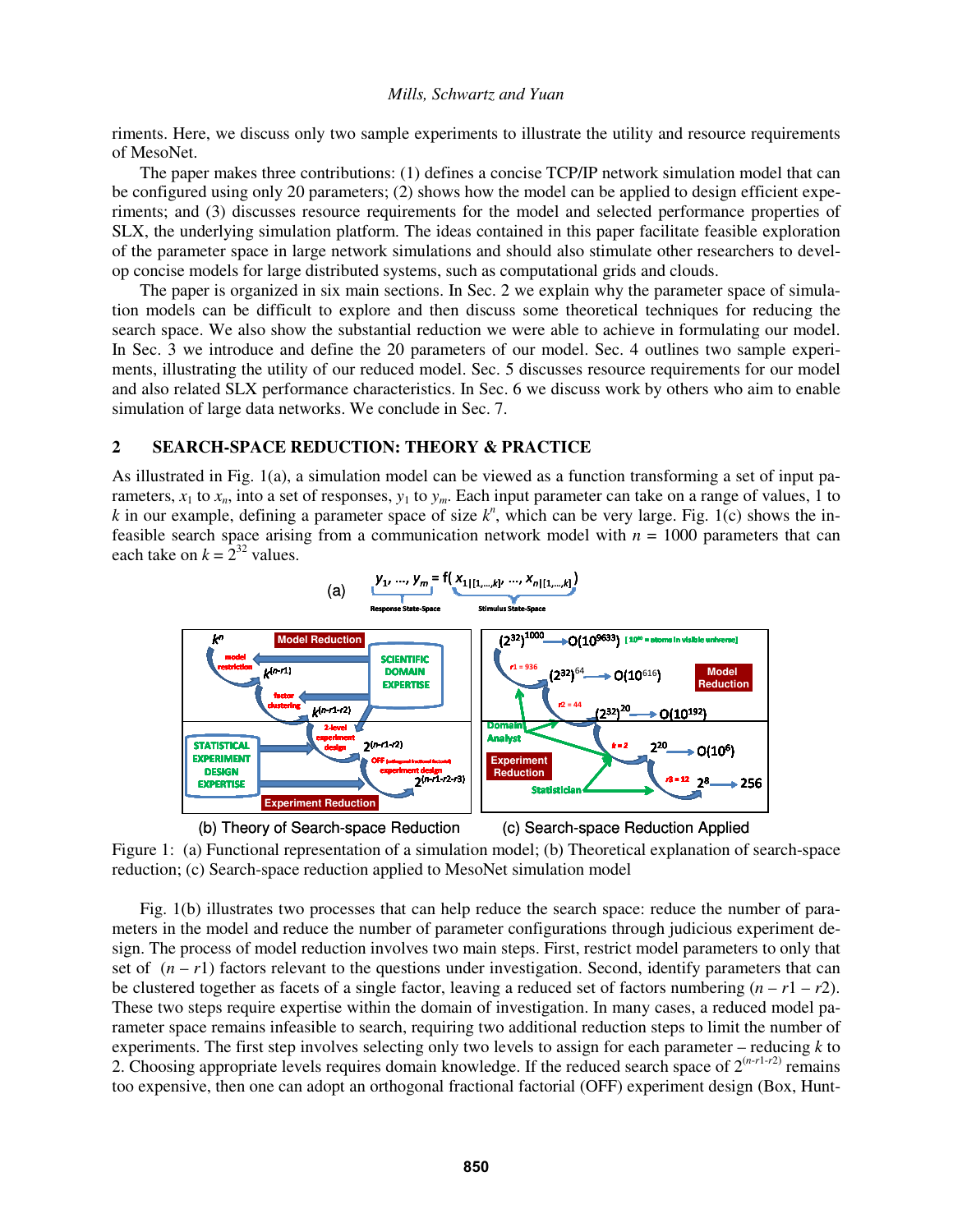riments. Here, we discuss only two sample experiments to illustrate the utility and resource requirements of MesoNet.

The paper makes three contributions: (1) defines a concise TCP/IP network simulation model that can be configured using only 20 parameters; (2) shows how the model can be applied to design efficient experiments; and (3) discusses resource requirements for the model and selected performance properties of SLX, the underlying simulation platform. The ideas contained in this paper facilitate feasible exploration of the parameter space in large network simulations and should also stimulate other researchers to develop concise models for large distributed systems, such as computational grids and clouds.

The paper is organized in six main sections. In Sec. 2 we explain why the parameter space of simulation models can be difficult to explore and then discuss some theoretical techniques for reducing the search space. We also show the substantial reduction we were able to achieve in formulating our model. In Sec. 3 we introduce and define the 20 parameters of our model. Sec. 4 outlines two sample experiments, illustrating the utility of our reduced model. Sec. 5 discusses resource requirements for our model and also related SLX performance characteristics. In Sec. 6 we discuss work by others who aim to enable simulation of large data networks. We conclude in Sec. 7.

## 2 SEARCH-SPACE REDUCTION: THEORY & PRACTICE

As illustrated in Fig. 1(a), a simulation model can be viewed as a function transforming a set of input parameters, $x_1$ to $x_n$, into a set of responses, $y_1$ to $y_m$. Each input parameter can take on a range of values, 1 to $k$ in our example, defining a parameter space of size $k^n$, which can be very large. Fig. 1(c) shows the infeasible search space arising from a communication network model with $n$ = 1000 parameters that can each take on $k = 2^{32}$ values.

Figure 1: (a) Functional representation of a simulation model; (b) Theoretical explanation of search-space reduction; (c) Search-space reduction applied to MesoNet simulation model

Fig. 1(b) illustrates two processes that can help reduce the search space: reduce the number of parameters in the model and reduce the number of parameter configurations through judicious experiment design. The process of model reduction involves two main steps. First, restrict model parameters to only that set of $(n - r1)$ factors relevant to the questions under investigation. Second, identify parameters that can be clustered together as facets of a single factor, leaving a reduced set of factors numbering $(n - r1 - r2)$. These two steps require expertise within the domain of investigation. In many cases, a reduced model parameter space remains infeasible to search, requiring two additional reduction steps to limit the number of experiments. The first step involves selecting only two levels to assign for each parameter – reducing $k$ to 2. Choosing appropriate levels requires domain knowledge. If the reduced search space of $2^{(n-r1-r2)}$ remains too expensive, then one can adopt an orthogonal fractional factorial (OFF) experiment design (Box, Hunt-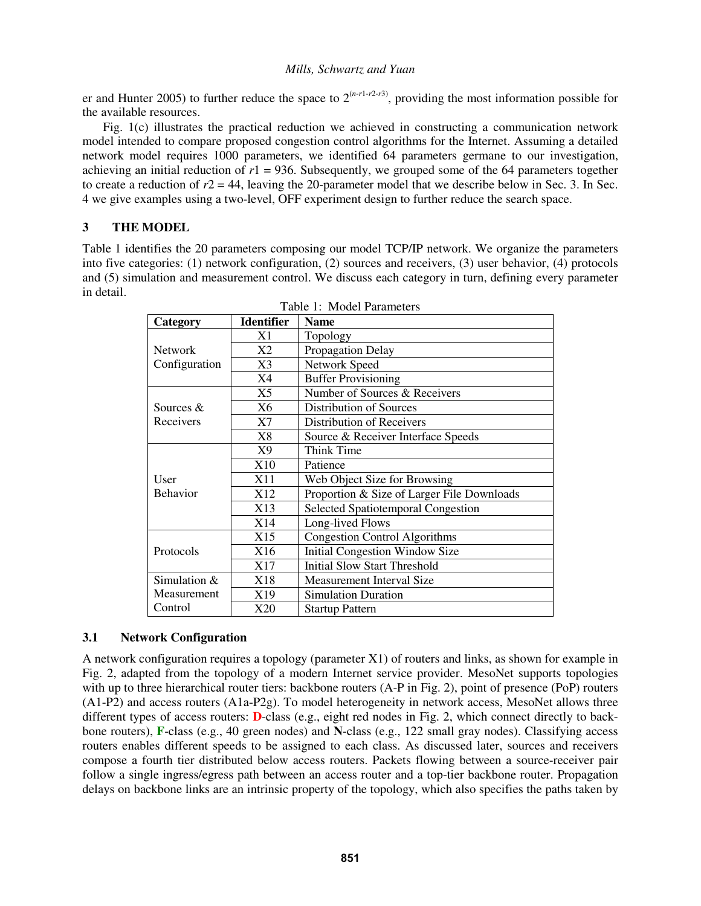er and Hunter 2005) to further reduce the space to $2^{(n-r1-r2-r3)}$, providing the most information possible for the available resources.

Fig. 1(c) illustrates the practical reduction we achieved in constructing a communication network model intended to compare proposed congestion control algorithms for the Internet. Assuming a detailed network model requires 1000 parameters, we identified 64 parameters germane to our investigation, achieving an initial reduction of $r1 = 936$. Subsequently, we grouped some of the 64 parameters together to create a reduction of $r2 = 44$, leaving the 20-parameter model that we describe below in Sec. 3. In Sec. 4 we give examples using a two-level, OFF experiment design to further reduce the search space.

## 3 THE MODEL

Table 1 identifies the 20 parameters composing our model TCP/IP network. We organize the parameters into five categories: (1) network configuration, (2) sources and receivers, (3) user behavior, (4) protocols and (5) simulation and measurement control. We discuss each category in turn, defining every parameter in detail.

Table 1: Model Parameters

| Category | Identifier | Name |
|---|---|---|
| Network Configuration | X1 | Topology |
| | X2 | Propagation Delay |
| | X3 | Network Speed |
| | X4 | Buffer Provisioning |
| Sources & Receivers | X5 | Number of Sources & Receivers |
| | X6 | Distribution of Sources |
| | X7 | Distribution of Receivers |
| | X8 | Source & Receiver Interface Speeds |
| User Behavior | X9 | Think Time |
| | X10 | Patience |
| | X11 | Web Object Size for Browsing |
| | X12 | Proportion & Size of Larger File Downloads |
| | X13 | Selected Spatiotemporal Congestion |
| | X14 | Long-lived Flows |
| Protocols | X15 | Congestion Control Algorithms |
| | X16 | Initial Congestion Window Size |
| | X17 | Initial Slow Start Threshold |
| Simulation & Measurement Control | X18 | Measurement Interval Size |
| | X19 | Simulation Duration |
| | X20 | Startup Pattern |

### 3.1 Network Configuration

A network configuration requires a topology (parameter X1) of routers and links, as shown for example in Fig. 2, adapted from the topology of a modern Internet service provider. MesoNet supports topologies with up to three hierarchical router tiers: backbone routers (A-P in Fig. 2), point of presence (PoP) routers (A1-P2) and access routers (A1a-P2g). To model heterogeneity in network access, MesoNet allows three different types of access routers: **D**-class (e.g., eight red nodes in Fig. 2, which connect directly to backbone routers), **F**-class (e.g., 40 green nodes) and **N**-class (e.g., 122 small gray nodes). Classifying access routers enables different speeds to be assigned to each class. As discussed later, sources and receivers compose a fourth tier distributed below access routers. Packets flowing between a source-receiver pair follow a single ingress/egress path between an access router and a top-tier backbone router. Propagation delays on backbone links are an intrinsic property of the topology, which also specifies the paths taken by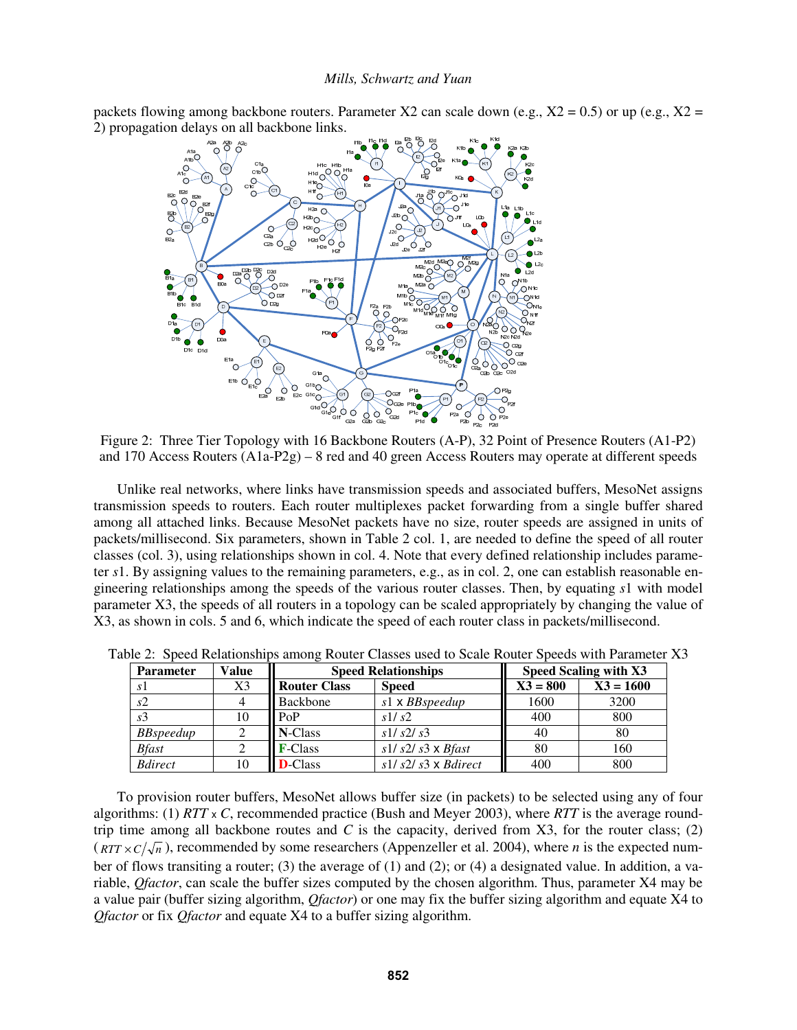packets flowing among backbone routers. Parameter X2 can scale down (e.g., X2 = 0.5) or up (e.g., X2 = 2) propagation delays on all backbone links.

Figure 2: Three Tier Topology with 16 Backbone Routers (A-P), 32 Point of Presence Routers (A1-P2) and 170 Access Routers (A1a-P2g) – 8 red and 40 green Access Routers may operate at different speeds

Unlike real networks, where links have transmission speeds and associated buffers, MesoNet assigns transmission speeds to routers. Each router multiplexes packet forwarding from a single buffer shared among all attached links. Because MesoNet packets have no size, router speeds are assigned in units of packets/millisecond. Six parameters, shown in Table 2 col. 1, are needed to define the speed of all router classes (col. 3), using relationships shown in col. 4. Note that every defined relationship includes parameter *s*1. By assigning values to the remaining parameters, e.g., as in col. 2, one can establish reasonable engineering relationships among the speeds of the various router classes. Then, by equating *s*1 with model parameter X3, the speeds of all routers in a topology can be scaled appropriately by changing the value of X3, as shown in cols. 5 and 6, which indicate the speed of each router class in packets/millisecond.

Table 2: Speed Relationships among Router Classes used to Scale Router Speeds with Parameter X3

| Parameter | Value | Speed Relationships | | Speed Scaling with X3 | |
|---|---|---|---|---|---|
| *s*1 | X3 | **Router Class** | **Speed** | **X3 = 800** | **X3 = 1600** |
| *s*2 | 4 | Backbone | *s*1 x *BBspeedup* | 1600 | 3200 |
| *s*3 | 10 | PoP | *s*1/ *s*2 | 400 | 800 |
| *BBspeedup* | 2 | **N**-Class | *s*1/ *s*2/ *s*3 | 40 | 80 |
| *Bfast* | 2 | **F**-Class | *s*1/ *s*2/ *s*3 x *Bfast* | 80 | 160 |
| *Bdirect* | 10 | **D**-Class | *s*1/ *s*2/ *s*3 x *Bdirect* | 400 | 800 |

To provision router buffers, MesoNet allows buffer size (in packets) to be selected using any of four algorithms: (1) $RTT \times C$, recommended practice (Bush and Meyer 2003), where *RTT* is the average round-trip time among all backbone routes and *C* is the capacity, derived from X3, for the router class; (2) ($RTT \times C/\sqrt{n}$), recommended by some researchers (Appenzeller et al. 2004), where *n* is the expected number of flows transiting a router; (3) the average of (1) and (2); or (4) a designated value. In addition, a variable, *Qfactor*, can scale the buffer sizes computed by the chosen algorithm. Thus, parameter X4 may be a value pair (buffer sizing algorithm, *Qfactor*) or one may fix the buffer sizing algorithm and equate X4 to *Qfactor* or fix *Qfactor* and equate X4 to a buffer sizing algorithm.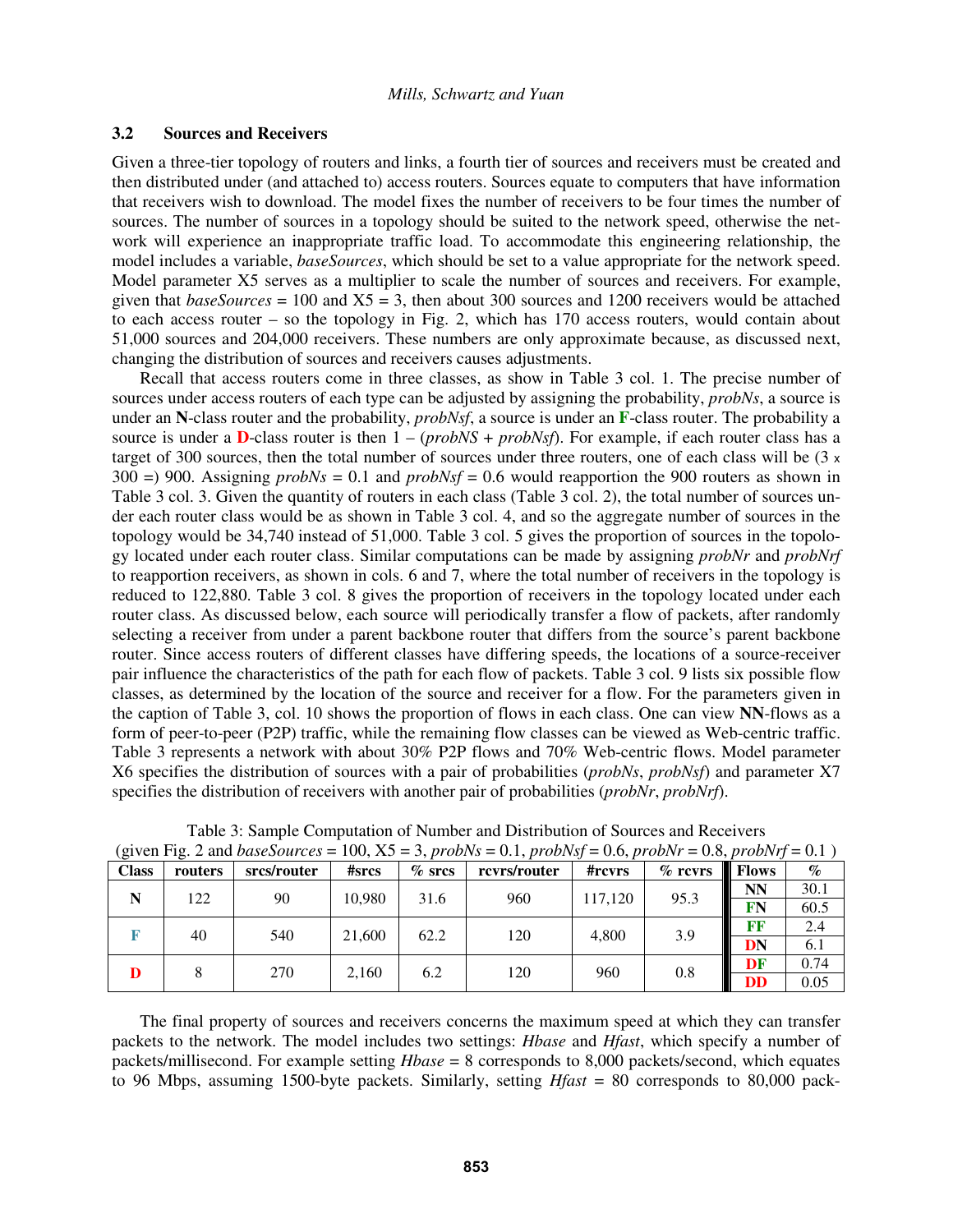### 3.2 Sources and Receivers

Given a three-tier topology of routers and links, a fourth tier of sources and receivers must be created and then distributed under (and attached to) access routers. Sources equate to computers that have information that receivers wish to download. The model fixes the number of receivers to be four times the number of sources. The number of sources in a topology should be suited to the network speed, otherwise the network will experience an inappropriate traffic load. To accommodate this engineering relationship, the model includes a variable, *baseSources*, which should be set to a value appropriate for the network speed. Model parameter X5 serves as a multiplier to scale the number of sources and receivers. For example, given that *baseSources* = 100 and X5 = 3, then about 300 sources and 1200 receivers would be attached to each access router – so the topology in Fig. 2, which has 170 access routers, would contain about 51,000 sources and 204,000 receivers. These numbers are only approximate because, as discussed next, changing the distribution of sources and receivers causes adjustments.

Recall that access routers come in three classes, as show in Table 3 col. 1. The precise number of sources under access routers of each type can be adjusted by assigning the probability, *probNs*, a source is under an **N**-class router and the probability, *probNsf*, a source is under an **F**-class router. The probability a source is under a **D**-class router is then 1 – (*probNS* + *probNsf*). For example, if each router class has a target of 300 sources, then the total number of sources under three routers, one of each class will be (3 x 300 =) 900. Assigning *probNs* = 0.1 and *probNsf* = 0.6 would reapportion the 900 routers as shown in Table 3 col. 3. Given the quantity of routers in each class (Table 3 col. 2), the total number of sources under each router class would be as shown in Table 3 col. 4, and so the aggregate number of sources in the topology would be 34,740 instead of 51,000. Table 3 col. 5 gives the proportion of sources in the topology located under each router class. Similar computations can be made by assigning *probNr* and *probNrf* to reapportion receivers, as shown in cols. 6 and 7, where the total number of receivers in the topology is reduced to 122,880. Table 3 col. 8 gives the proportion of receivers in the topology located under each router class. As discussed below, each source will periodically transfer a flow of packets, after randomly selecting a receiver from under a parent backbone router that differs from the source's parent backbone router. Since access routers of different classes have differing speeds, the locations of a source-receiver pair influence the characteristics of the path for each flow of packets. Table 3 col. 9 lists six possible flow classes, as determined by the location of the source and receiver for a flow. For the parameters given in the caption of Table 3, col. 10 shows the proportion of flows in each class. One can view **NN**-flows as a form of peer-to-peer (P2P) traffic, while the remaining flow classes can be viewed as Web-centric traffic. Table 3 represents a network with about 30% P2P flows and 70% Web-centric flows. Model parameter X6 specifies the distribution of sources with a pair of probabilities (*probNs*, *probNsf*) and parameter X7 specifies the distribution of receivers with another pair of probabilities (*probNr*, *probNrf*).

Table 3: Sample Computation of Number and Distribution of Sources and Receivers (given Fig. 2 and *baseSources* = 100, X5 = 3, *probNs* = 0.1, *probNsf* = 0.6, *probNr* = 0.8, *probNrf* = 0.1 )

| Class | routers | srcs/router | #srcs | % srcs | rcvrs/router | #rcvrs | % rcvrs | Flows | % |
|---|---|---|---|---|---|---|---|---|---|
| **N** | 122 | 90 | 10,980 | 31.6 | 960 | 117,120 | 95.3 | **NN** | 30.1 |
| | | | | | | | | **FN** | 60.5 |
| **F** | 40 | 540 | 21,600 | 62.2 | 120 | 4,800 | 3.9 | **FF** | 2.4 |
| | | | | | | | | **DN** | 6.1 |
| **D** | 8 | 270 | 2,160 | 6.2 | 120 | 960 | 0.8 | **DF** | 0.74 |
| | | | | | | | | **DD** | 0.05 |

The final property of sources and receivers concerns the maximum speed at which they can transfer packets to the network. The model includes two settings: *Hbase* and *Hfast*, which specify a number of packets/millisecond. For example setting *Hbase* = 8 corresponds to 8,000 packets/second, which equates to 96 Mbps, assuming 1500-byte packets. Similarly, setting *Hfast* = 80 corresponds to 80,000 pack-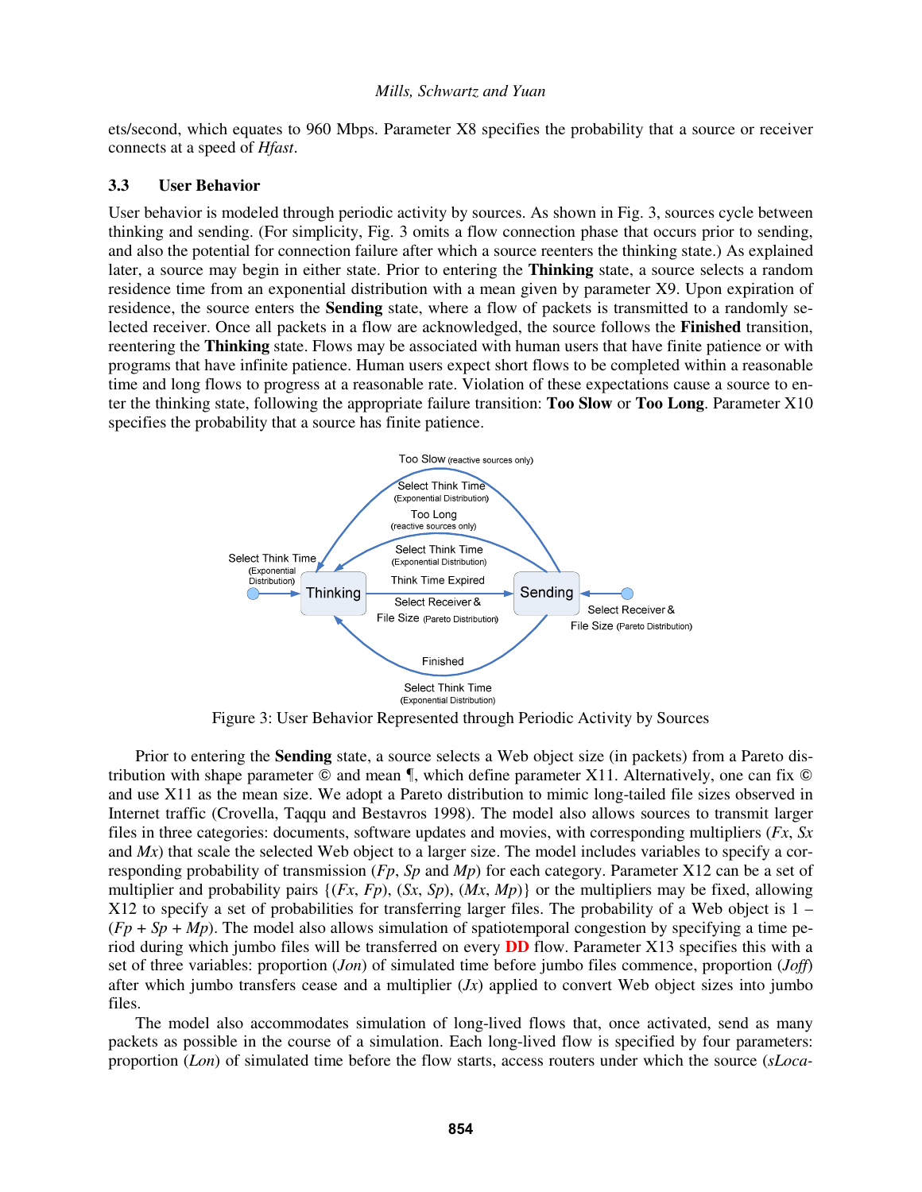ets/second, which equates to 960 Mbps. Parameter X8 specifies the probability that a source or receiver connects at a speed of *Hfast*.

### 3.3 User Behavior

User behavior is modeled through periodic activity by sources. As shown in Fig. 3, sources cycle between thinking and sending. (For simplicity, Fig. 3 omits a flow connection phase that occurs prior to sending, and also the potential for connection failure after which a source reenters the thinking state.) As explained later, a source may begin in either state. Prior to entering the **Thinking** state, a source selects a random residence time from an exponential distribution with a mean given by parameter X9. Upon expiration of residence, the source enters the **Sending** state, where a flow of packets is transmitted to a randomly selected receiver. Once all packets in a flow are acknowledged, the source follows the **Finished** transition, reentering the **Thinking** state. Flows may be associated with human users that have finite patience or with programs that have infinite patience. Human users expect short flows to be completed within a reasonable time and long flows to progress at a reasonable rate. Violation of these expectations cause a source to enter the thinking state, following the appropriate failure transition: **Too Slow** or **Too Long**. Parameter X10 specifies the probability that a source has finite patience.

Figure 3: User Behavior Represented through Periodic Activity by Sources

Prior to entering the **Sending** state, a source selects a Web object size (in packets) from a Pareto distribution with shape parameter © and mean ¶, which define parameter X11. Alternatively, one can fix © and use X11 as the mean size. We adopt a Pareto distribution to mimic long-tailed file sizes observed in Internet traffic (Crovella, Taqqu and Bestavros 1998). The model also allows sources to transmit larger files in three categories: documents, software updates and movies, with corresponding multipliers (*Fx*, *Sx* and *Mx*) that scale the selected Web object to a larger size. The model includes variables to specify a corresponding probability of transmission (*Fp*, *Sp* and *Mp*) for each category. Parameter X12 can be a set of multiplier and probability pairs {(*Fx*, *Fp*), (*Sx*, *Sp*), (*Mx*, *Mp*)} or the multipliers may be fixed, allowing X12 to specify a set of probabilities for transferring larger files. The probability of a Web object is 1 – (*Fp* + *Sp* + *Mp*). The model also allows simulation of spatiotemporal congestion by specifying a time period during which jumbo files will be transferred on every **DD** flow. Parameter X13 specifies this with a set of three variables: proportion (*Jon*) of simulated time before jumbo files commence, proportion (*Joff*) after which jumbo transfers cease and a multiplier (*Jx*) applied to convert Web object sizes into jumbo files.

The model also accommodates simulation of long-lived flows that, once activated, send as many packets as possible in the course of a simulation. Each long-lived flow is specified by four parameters: proportion (*Lon*) of simulated time before the flow starts, access routers under which the source (*sLoca-*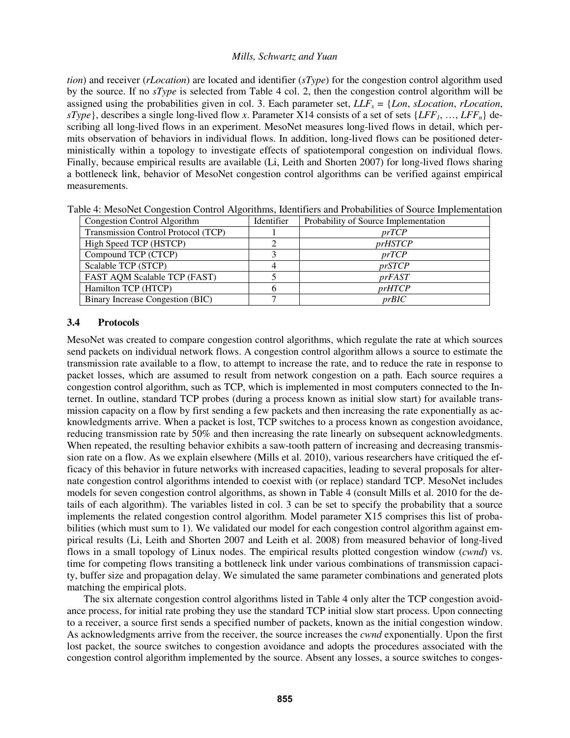*tion*) and receiver (*rLocation*) are located and identifier (*sType*) for the congestion control algorithm used by the source. If no *sType* is selected from Table 4 col. 2, then the congestion control algorithm will be assigned using the probabilities given in col. 3. Each parameter set, $LLF_x$ = {*Lon*, *sLocation*, *rLocation*, *sType*}, describes a single long-lived flow *x*. Parameter X14 consists of a set of sets {$LFF_1$, …, $LFF_n$} describing all long-lived flows in an experiment. MesoNet measures long-lived flows in detail, which permits observation of behaviors in individual flows. In addition, long-lived flows can be positioned deterministically within a topology to investigate effects of spatiotemporal congestion on individual flows. Finally, because empirical results are available (Li, Leith and Shorten 2007) for long-lived flows sharing a bottleneck link, behavior of MesoNet congestion control algorithms can be verified against empirical measurements.

Table 4: MesoNet Congestion Control Algorithms, Identifiers and Probabilities of Source Implementation

| Congestion Control Algorithm | Identifier | Probability of Source Implementation |
|---|---|---|
| Transmission Control Protocol (TCP) | 1 | *prTCP* |
| High Speed TCP (HSTCP) | 2 | *prHSTCP* |
| Compound TCP (CTCP) | 3 | *prTCP* |
| Scalable TCP (STCP) | 4 | *prSTCP* |
| FAST AQM Scalable TCP (FAST) | 5 | *prFAST* |
| Hamilton TCP (HTCP) | 6 | *prHTCP* |
| Binary Increase Congestion (BIC) | 7 | *prBIC* |

### 3.4 Protocols

MesoNet was created to compare congestion control algorithms, which regulate the rate at which sources send packets on individual network flows. A congestion control algorithm allows a source to estimate the transmission rate available to a flow, to attempt to increase the rate, and to reduce the rate in response to packet losses, which are assumed to result from network congestion on a path. Each source requires a congestion control algorithm, such as TCP, which is implemented in most computers connected to the Internet. In outline, standard TCP probes (during a process known as initial slow start) for available transmission capacity on a flow by first sending a few packets and then increasing the rate exponentially as acknowledgments arrive. When a packet is lost, TCP switches to a process known as congestion avoidance, reducing transmission rate by 50% and then increasing the rate linearly on subsequent acknowledgments. When repeated, the resulting behavior exhibits a saw-tooth pattern of increasing and decreasing transmission rate on a flow. As we explain elsewhere (Mills et al. 2010), various researchers have critiqued the efficacy of this behavior in future networks with increased capacities, leading to several proposals for alternate congestion control algorithms intended to coexist with (or replace) standard TCP. MesoNet includes models for seven congestion control algorithms, as shown in Table 4 (consult Mills et al. 2010 for the details of each algorithm). The variables listed in col. 3 can be set to specify the probability that a source implements the related congestion control algorithm. Model parameter X15 comprises this list of probabilities (which must sum to 1). We validated our model for each congestion control algorithm against empirical results (Li, Leith and Shorten 2007 and Leith et al. 2008) from measured behavior of long-lived flows in a small topology of Linux nodes. The empirical results plotted congestion window (*cwnd*) vs. time for competing flows transiting a bottleneck link under various combinations of transmission capacity, buffer size and propagation delay. We simulated the same parameter combinations and generated plots matching the empirical plots.

The six alternate congestion control algorithms listed in Table 4 only alter the TCP congestion avoidance process, for initial rate probing they use the standard TCP initial slow start process. Upon connecting to a receiver, a source first sends a specified number of packets, known as the initial congestion window. As acknowledgments arrive from the receiver, the source increases the *cwnd* exponentially. Upon the first lost packet, the source switches to congestion avoidance and adopts the procedures associated with the congestion control algorithm implemented by the source. Absent any losses, a source switches to conges-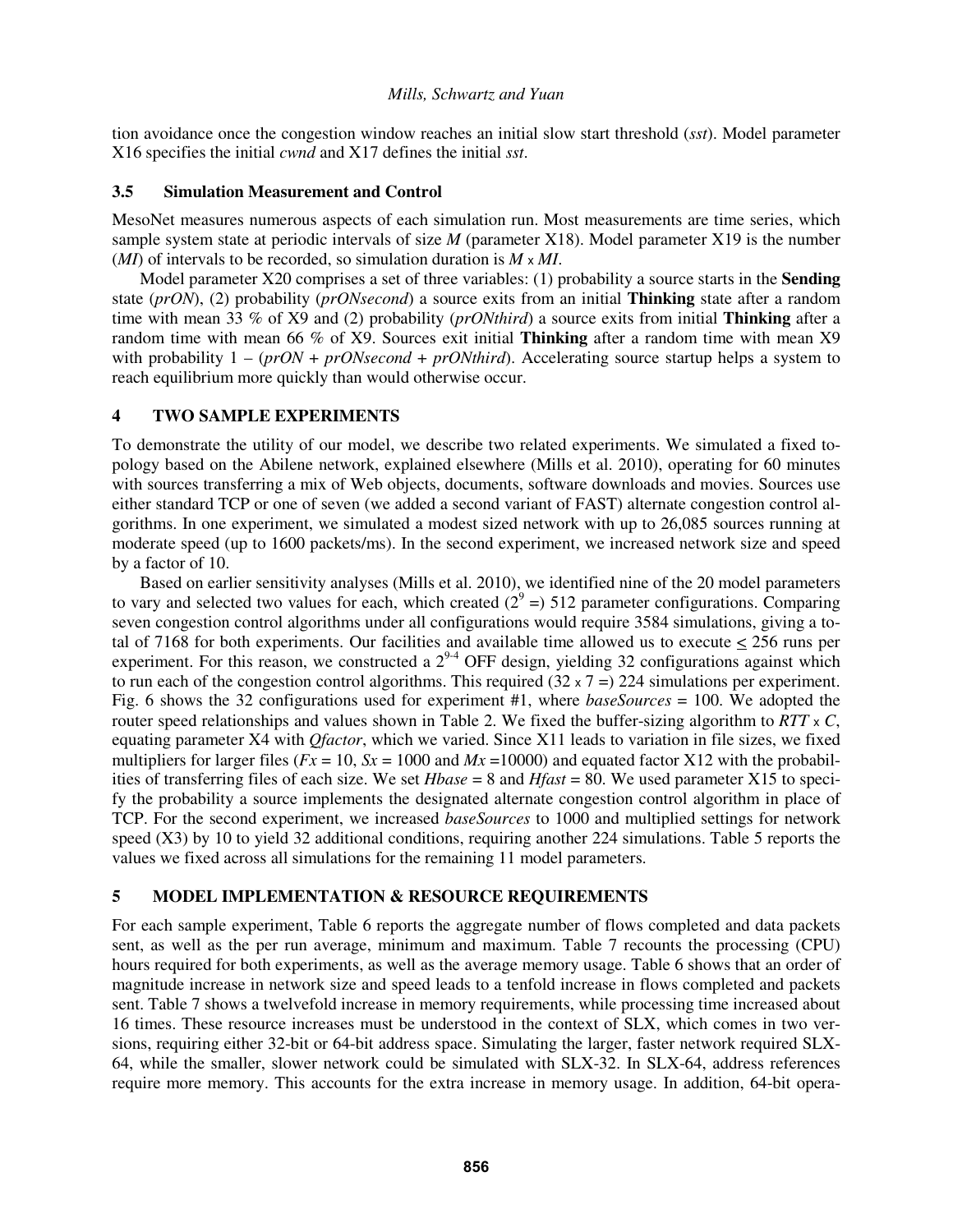tion avoidance once the congestion window reaches an initial slow start threshold (*sst*). Model parameter X16 specifies the initial *cwnd* and X17 defines the initial *sst*.

### 3.5 Simulation Measurement and Control

MesoNet measures numerous aspects of each simulation run. Most measurements are time series, which sample system state at periodic intervals of size *M* (parameter X18). Model parameter X19 is the number (*MI*) of intervals to be recorded, so simulation duration is *M* x *MI*.

Model parameter X20 comprises a set of three variables: (1) probability a source starts in the **Sending** state (*prON*), (2) probability (*prONsecond*) a source exits from an initial **Thinking** state after a random time with mean 33 % of X9 and (2) probability (*prONthird*) a source exits from initial **Thinking** after a random time with mean 66 % of X9. Sources exit initial **Thinking** after a random time with mean X9 with probability 1 – (*prON* + *prONsecond* + *prONthird*). Accelerating source startup helps a system to reach equilibrium more quickly than would otherwise occur.

## 4 TWO SAMPLE EXPERIMENTS

To demonstrate the utility of our model, we describe two related experiments. We simulated a fixed topology based on the Abilene network, explained elsewhere (Mills et al. 2010), operating for 60 minutes with sources transferring a mix of Web objects, documents, software downloads and movies. Sources use either standard TCP or one of seven (we added a second variant of FAST) alternate congestion control algorithms. In one experiment, we simulated a modest sized network with up to 26,085 sources running at moderate speed (up to 1600 packets/ms). In the second experiment, we increased network size and speed by a factor of 10.

Based on earlier sensitivity analyses (Mills et al. 2010), we identified nine of the 20 model parameters to vary and selected two values for each, which created ($2^9$ =) 512 parameter configurations. Comparing seven congestion control algorithms under all configurations would require 3584 simulations, giving a total of 7168 for both experiments. Our facilities and available time allowed us to execute $\leq$ 256 runs per experiment. For this reason, we constructed a $2^{9-4}$ OFF design, yielding 32 configurations against which to run each of the congestion control algorithms. This required (32 x 7 =) 224 simulations per experiment. Fig. 6 shows the 32 configurations used for experiment #1, where *baseSources* = 100. We adopted the router speed relationships and values shown in Table 2. We fixed the buffer-sizing algorithm to *RTT* x *C*, equating parameter X4 with *Qfactor*, which we varied. Since X11 leads to variation in file sizes, we fixed multipliers for larger files (*Fx* = 10, *Sx* = 1000 and *Mx* =10000) and equated factor X12 with the probabilities of transferring files of each size. We set *Hbase* = 8 and *Hfast* = 80. We used parameter X15 to specify the probability a source implements the designated alternate congestion control algorithm in place of TCP. For the second experiment, we increased *baseSources* to 1000 and multiplied settings for network speed (X3) by 10 to yield 32 additional conditions, requiring another 224 simulations. Table 5 reports the values we fixed across all simulations for the remaining 11 model parameters.

## 5 MODEL IMPLEMENTATION & RESOURCE REQUIREMENTS

For each sample experiment, Table 6 reports the aggregate number of flows completed and data packets sent, as well as the per run average, minimum and maximum. Table 7 recounts the processing (CPU) hours required for both experiments, as well as the average memory usage. Table 6 shows that an order of magnitude increase in network size and speed leads to a tenfold increase in flows completed and packets sent. Table 7 shows a twelvefold increase in memory requirements, while processing time increased about 16 times. These resource increases must be understood in the context of SLX, which comes in two versions, requiring either 32-bit or 64-bit address space. Simulating the larger, faster network required SLX-64, while the smaller, slower network could be simulated with SLX-32. In SLX-64, address references require more memory. This accounts for the extra increase in memory usage. In addition, 64-bit opera-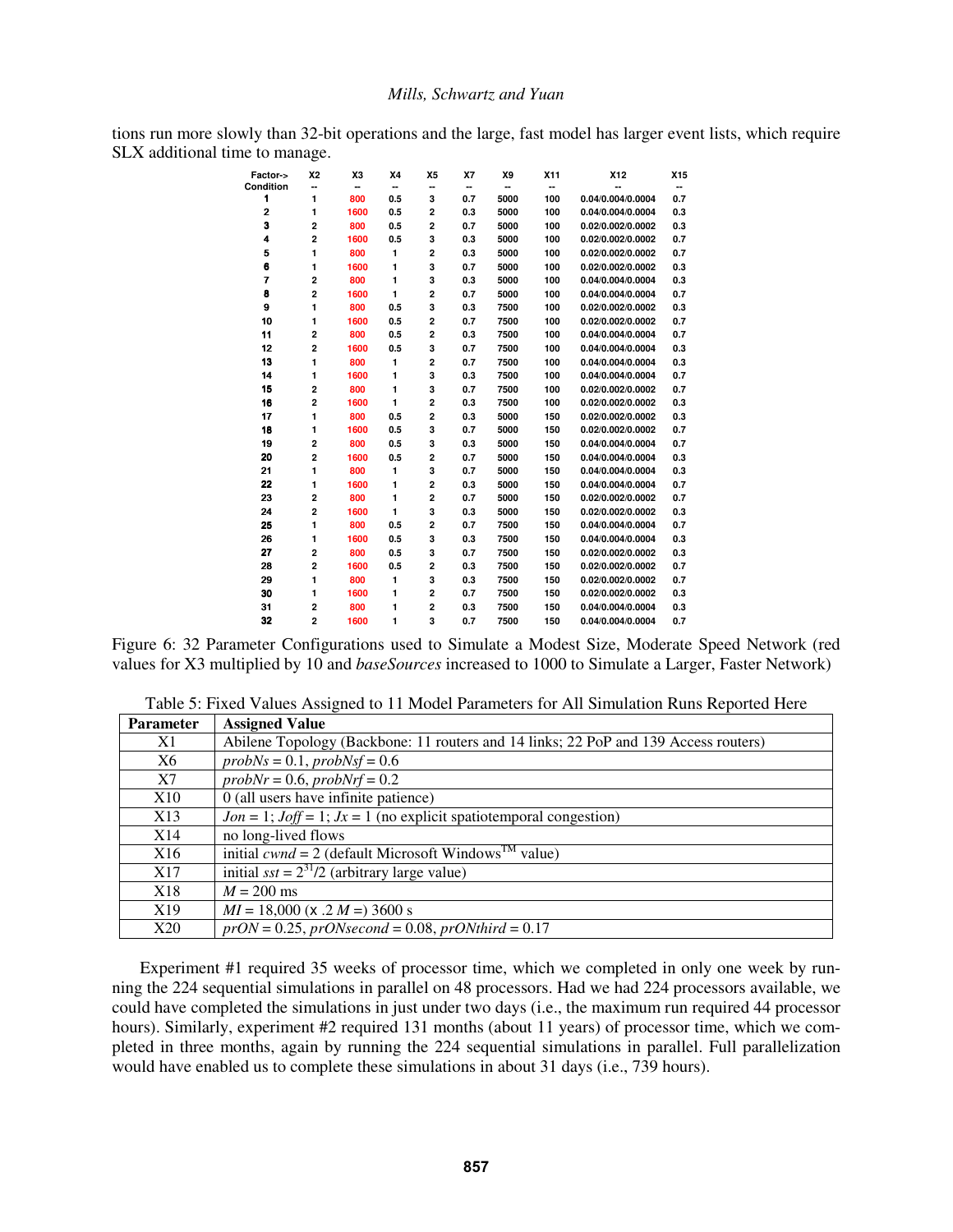tions run more slowly than 32-bit operations and the large, fast model has larger event lists, which require SLX additional time to manage.

| Factor-> | X2 | X3 | X4 | X5 | X7 | X9 | X11 | X12 | X15 |
|---|---|---|---|---|---|---|---|---|---|
| Condition | -- | -- | -- | -- | -- | -- | -- | -- | -- |
| 1 | 1 | 800 | 0.5 | 3 | 0.7 | 5000 | 100 | 0.04/0.004/0.0004 | 0.7 |
| 2 | 1 | 1600 | 0.5 | 2 | 0.3 | 5000 | 100 | 0.04/0.004/0.0004 | 0.3 |
| 3 | 2 | 800 | 0.5 | 2 | 0.7 | 5000 | 100 | 0.02/0.002/0.0002 | 0.3 |
| 4 | 2 | 1600 | 0.5 | 3 | 0.3 | 5000 | 100 | 0.02/0.002/0.0002 | 0.7 |
| 5 | 1 | 800 | 1 | 2 | 0.3 | 5000 | 100 | 0.02/0.002/0.0002 | 0.7 |
| 6 | 1 | 1600 | 1 | 3 | 0.7 | 5000 | 100 | 0.02/0.002/0.0002 | 0.3 |
| 7 | 2 | 800 | 1 | 3 | 0.3 | 5000 | 100 | 0.04/0.004/0.0004 | 0.3 |
| 8 | 2 | 1600 | 1 | 2 | 0.7 | 5000 | 100 | 0.04/0.004/0.0004 | 0.7 |
| 9 | 1 | 800 | 0.5 | 3 | 0.3 | 7500 | 100 | 0.02/0.002/0.0002 | 0.3 |
| 10 | 1 | 1600 | 0.5 | 2 | 0.7 | 7500 | 100 | 0.02/0.002/0.0002 | 0.7 |
| 11 | 2 | 800 | 0.5 | 2 | 0.3 | 7500 | 100 | 0.04/0.004/0.0004 | 0.7 |
| 12 | 2 | 1600 | 0.5 | 3 | 0.7 | 7500 | 100 | 0.04/0.004/0.0004 | 0.3 |
| 13 | 1 | 800 | 1 | 2 | 0.7 | 7500 | 100 | 0.04/0.004/0.0004 | 0.3 |
| 14 | 1 | 1600 | 1 | 3 | 0.3 | 7500 | 100 | 0.04/0.004/0.0004 | 0.7 |
| 15 | 2 | 800 | 1 | 3 | 0.7 | 7500 | 100 | 0.02/0.002/0.0002 | 0.7 |
| 16 | 2 | 1600 | 1 | 2 | 0.3 | 7500 | 100 | 0.02/0.002/0.0002 | 0.3 |
| 17 | 1 | 800 | 0.5 | 2 | 0.3 | 5000 | 150 | 0.02/0.002/0.0002 | 0.3 |
| 18 | 1 | 1600 | 0.5 | 3 | 0.7 | 5000 | 150 | 0.02/0.002/0.0002 | 0.7 |
| 19 | 2 | 800 | 0.5 | 3 | 0.3 | 5000 | 150 | 0.04/0.004/0.0004 | 0.7 |
| 20 | 2 | 1600 | 0.5 | 2 | 0.7 | 5000 | 150 | 0.04/0.004/0.0004 | 0.3 |
| 21 | 1 | 800 | 1 | 3 | 0.7 | 5000 | 150 | 0.04/0.004/0.0004 | 0.3 |
| 22 | 1 | 1600 | 1 | 2 | 0.3 | 5000 | 150 | 0.04/0.004/0.0004 | 0.7 |
| 23 | 2 | 800 | 1 | 2 | 0.7 | 5000 | 150 | 0.02/0.002/0.0002 | 0.7 |
| 24 | 2 | 1600 | 1 | 3 | 0.3 | 5000 | 150 | 0.02/0.002/0.0002 | 0.3 |
| 25 | 1 | 800 | 0.5 | 2 | 0.7 | 7500 | 150 | 0.04/0.004/0.0004 | 0.7 |
| 26 | 1 | 1600 | 0.5 | 3 | 0.3 | 7500 | 150 | 0.04/0.004/0.0004 | 0.3 |
| 27 | 2 | 800 | 0.5 | 3 | 0.7 | 7500 | 150 | 0.02/0.002/0.0002 | 0.3 |
| 28 | 2 | 1600 | 0.5 | 2 | 0.3 | 7500 | 150 | 0.02/0.002/0.0002 | 0.7 |
| 29 | 1 | 800 | 1 | 3 | 0.3 | 7500 | 150 | 0.02/0.002/0.0002 | 0.7 |
| 30 | 1 | 1600 | 1 | 2 | 0.7 | 7500 | 150 | 0.02/0.002/0.0002 | 0.3 |
| 31 | 2 | 800 | 1 | 2 | 0.3 | 7500 | 150 | 0.04/0.004/0.0004 | 0.3 |
| 32 | 2 | 1600 | 1 | 3 | 0.7 | 7500 | 150 | 0.04/0.004/0.0004 | 0.7 |

Figure 6: 32 Parameter Configurations used to Simulate a Modest Size, Moderate Speed Network (red values for X3 multiplied by 10 and *baseSources* increased to 1000 to Simulate a Larger, Faster Network)

Table 5: Fixed Values Assigned to 11 Model Parameters for All Simulation Runs Reported Here

| Parameter | Assigned Value |
|---|---|
| X1 | Abilene Topology (Backbone: 11 routers and 14 links; 22 PoP and 139 Access routers) |
| X6 | *probNs* = 0.1, *probNsf* = 0.6 |
| X7 | *probNr* = 0.6, *probNrf* = 0.2 |
| X10 | 0 (all users have infinite patience) |
| X13 | *Jon* = 1; *Joff* = 1; *Jx* = 1 (no explicit spatiotemporal congestion) |
| X14 | no long-lived flows |
| X16 | initial *cwnd* = 2 (default Microsoft Windows™ value) |
| X17 | initial *sst* = $2^{31}/2$ (arbitrary large value) |
| X18 | *M* = 200 ms |
| X19 | *MI* = 18,000 (x .2 *M* =) 3600 s |
| X20 | *prON* = 0.25, *prONsecond* = 0.08, *prONthird* = 0.17 |

Experiment #1 required 35 weeks of processor time, which we completed in only one week by running the 224 sequential simulations in parallel on 48 processors. Had we had 224 processors available, we could have completed the simulations in just under two days (i.e., the maximum run required 44 processor hours). Similarly, experiment #2 required 131 months (about 11 years) of processor time, which we completed in three months, again by running the 224 sequential simulations in parallel. Full parallelization would have enabled us to complete these simulations in about 31 days (i.e., 739 hours).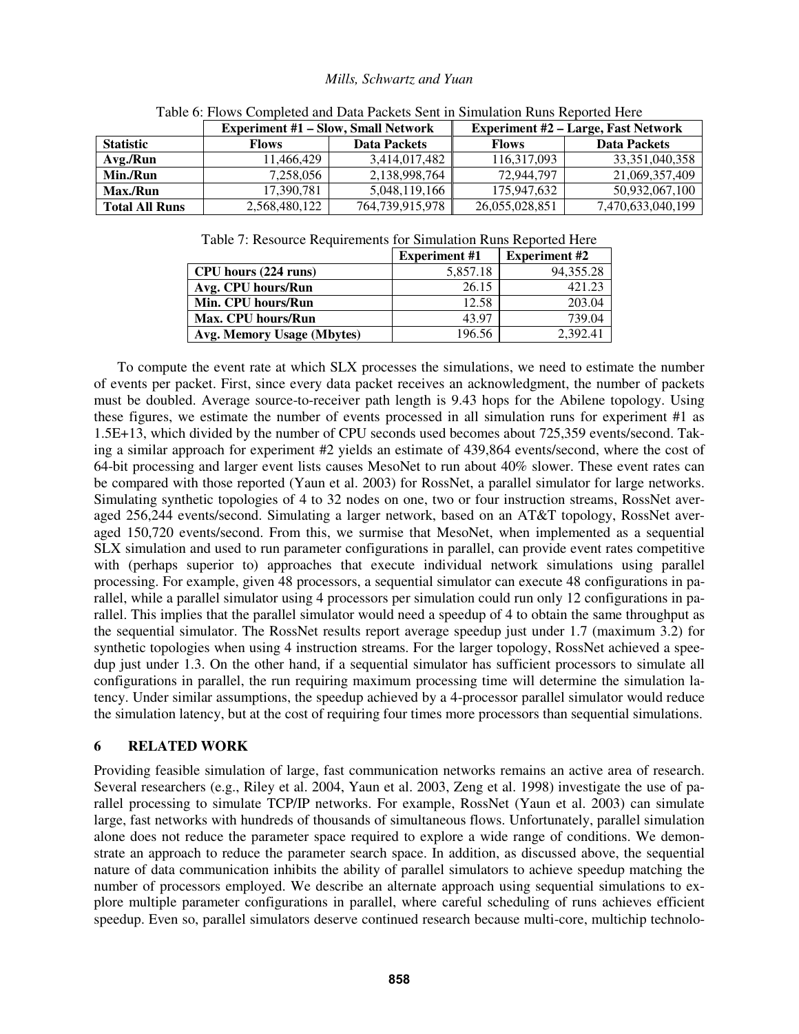Table 6: Flows Completed and Data Packets Sent in Simulation Runs Reported Here

| | Experiment #1 – Slow, Small Network | | Experiment #2 – Large, Fast Network | |
|---|---|---|---|---|
| **Statistic** | **Flows** | **Data Packets** | **Flows** | **Data Packets** |
| **Avg./Run** | 11,466,429 | 3,414,017,482 | 116,317,093 | 33,351,040,358 |
| **Min./Run** | 7,258,056 | 2,138,998,764 | 72,944,797 | 21,069,357,409 |
| **Max./Run** | 17,390,781 | 5,048,119,166 | 175,947,632 | 50,932,067,100 |
| **Total All Runs** | 2,568,480,122 | 764,739,915,978 | 26,055,028,851 | 7,470,633,040,199 |

Table 7: Resource Requirements for Simulation Runs Reported Here

| | Experiment #1 | Experiment #2 |
|---|---|---|
| **CPU hours (224 runs)** | 5,857.18 | 94,355.28 |
| **Avg. CPU hours/Run** | 26.15 | 421.23 |
| **Min. CPU hours/Run** | 12.58 | 203.04 |
| **Max. CPU hours/Run** | 43.97 | 739.04 |
| **Avg. Memory Usage (Mbytes)** | 196.56 | 2,392.41 |

To compute the event rate at which SLX processes the simulations, we need to estimate the number of events per packet. First, since every data packet receives an acknowledgment, the number of packets must be doubled. Average source-to-receiver path length is 9.43 hops for the Abilene topology. Using these figures, we estimate the number of events processed in all simulation runs for experiment #1 as 1.5E+13, which divided by the number of CPU seconds used becomes about 725,359 events/second. Taking a similar approach for experiment #2 yields an estimate of 439,864 events/second, where the cost of 64-bit processing and larger event lists causes MesoNet to run about 40% slower. These event rates can be compared with those reported (Yaun et al. 2003) for RossNet, a parallel simulator for large networks. Simulating synthetic topologies of 4 to 32 nodes on one, two or four instruction streams, RossNet averaged 256,244 events/second. Simulating a larger network, based on an AT&T topology, RossNet averaged 150,720 events/second. From this, we surmise that MesoNet, when implemented as a sequential SLX simulation and used to run parameter configurations in parallel, can provide event rates competitive with (perhaps superior to) approaches that execute individual network simulations using parallel processing. For example, given 48 processors, a sequential simulator can execute 48 configurations in parallel, while a parallel simulator using 4 processors per simulation could run only 12 configurations in parallel. This implies that the parallel simulator would need a speedup of 4 to obtain the same throughput as the sequential simulator. The RossNet results report average speedup just under 1.7 (maximum 3.2) for synthetic topologies when using 4 instruction streams. For the larger topology, RossNet achieved a speedup just under 1.3. On the other hand, if a sequential simulator has sufficient processors to simulate all configurations in parallel, the run requiring maximum processing time will determine the simulation latency. Under similar assumptions, the speedup achieved by a 4-processor parallel simulator would reduce the simulation latency, but at the cost of requiring four times more processors than sequential simulations.

## 6 RELATED WORK

Providing feasible simulation of large, fast communication networks remains an active area of research. Several researchers (e.g., Riley et al. 2004, Yaun et al. 2003, Zeng et al. 1998) investigate the use of parallel processing to simulate TCP/IP networks. For example, RossNet (Yaun et al. 2003) can simulate large, fast networks with hundreds of thousands of simultaneous flows. Unfortunately, parallel simulation alone does not reduce the parameter space required to explore a wide range of conditions. We demonstrate an approach to reduce the parameter search space. In addition, as discussed above, the sequential nature of data communication inhibits the ability of parallel simulators to achieve speedup matching the number of processors employed. We describe an alternate approach using sequential simulations to explore multiple parameter configurations in parallel, where careful scheduling of runs achieves efficient speedup. Even so, parallel simulators deserve continued research because multi-core, multichip technolo-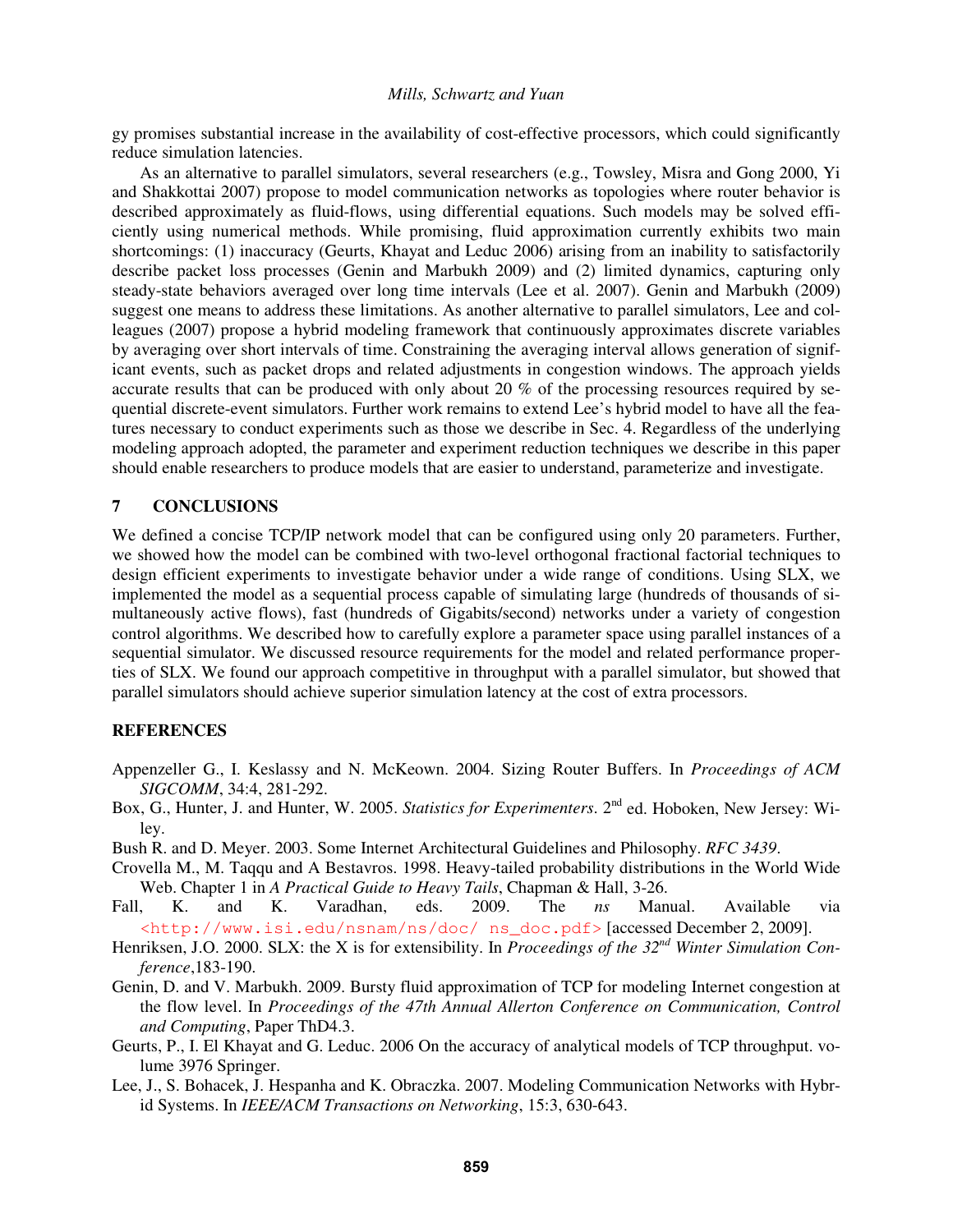gy promises substantial increase in the availability of cost-effective processors, which could significantly reduce simulation latencies.

As an alternative to parallel simulators, several researchers (e.g., Towsley, Misra and Gong 2000, Yi and Shakkottai 2007) propose to model communication networks as topologies where router behavior is described approximately as fluid-flows, using differential equations. Such models may be solved efficiently using numerical methods. While promising, fluid approximation currently exhibits two main shortcomings: (1) inaccuracy (Geurts, Khayat and Leduc 2006) arising from an inability to satisfactorily describe packet loss processes (Genin and Marbukh 2009) and (2) limited dynamics, capturing only steady-state behaviors averaged over long time intervals (Lee et al. 2007). Genin and Marbukh (2009) suggest one means to address these limitations. As another alternative to parallel simulators, Lee and colleagues (2007) propose a hybrid modeling framework that continuously approximates discrete variables by averaging over short intervals of time. Constraining the averaging interval allows generation of significant events, such as packet drops and related adjustments in congestion windows. The approach yields accurate results that can be produced with only about 20 % of the processing resources required by sequential discrete-event simulators. Further work remains to extend Lee's hybrid model to have all the features necessary to conduct experiments such as those we describe in Sec. 4. Regardless of the underlying modeling approach adopted, the parameter and experiment reduction techniques we describe in this paper should enable researchers to produce models that are easier to understand, parameterize and investigate.

## 7 CONCLUSIONS

We defined a concise TCP/IP network model that can be configured using only 20 parameters. Further, we showed how the model can be combined with two-level orthogonal fractional factorial techniques to design efficient experiments to investigate behavior under a wide range of conditions. Using SLX, we implemented the model as a sequential process capable of simulating large (hundreds of thousands of simultaneously active flows), fast (hundreds of Gigabits/second) networks under a variety of congestion control algorithms. We described how to carefully explore a parameter space using parallel instances of a sequential simulator. We discussed resource requirements for the model and related performance properties of SLX. We found our approach competitive in throughput with a parallel simulator, but showed that parallel simulators should achieve superior simulation latency at the cost of extra processors.

## REFERENCES

Appenzeller G., I. Keslassy and N. McKeown. 2004. Sizing Router Buffers. In *Proceedings of ACM SIGCOMM*, 34:4, 281-292.

Box, G., Hunter, J. and Hunter, W. 2005. *Statistics for Experimenters*. 2nd ed. Hoboken, New Jersey: Wiley.

Bush R. and D. Meyer. 2003. Some Internet Architectural Guidelines and Philosophy. *RFC 3439*.

Crovella M., M. Taqqu and A Bestavros. 1998. Heavy-tailed probability distributions in the World Wide Web. Chapter 1 in *A Practical Guide to Heavy Tails*, Chapman & Hall, 3-26.

Fall, K. and K. Varadhan, eds. 2009. The *ns* Manual. Available via <http://www.isi.edu/nsnam/ns/doc/ ns_doc.pdf> [accessed December 2, 2009].

Henriksen, J.O. 2000. SLX: the X is for extensibility. In *Proceedings of the 32nd Winter Simulation Conference*,183-190.

Genin, D. and V. Marbukh. 2009. Bursty fluid approximation of TCP for modeling Internet congestion at the flow level. In *Proceedings of the 47th Annual Allerton Conference on Communication, Control and Computing*, Paper ThD4.3.

Geurts, P., I. El Khayat and G. Leduc. 2006 On the accuracy of analytical models of TCP throughput. volume 3976 Springer.

Lee, J., S. Bohacek, J. Hespanha and K. Obraczka. 2007. Modeling Communication Networks with Hybrid Systems. In *IEEE/ACM Transactions on Networking*, 15:3, 630-643.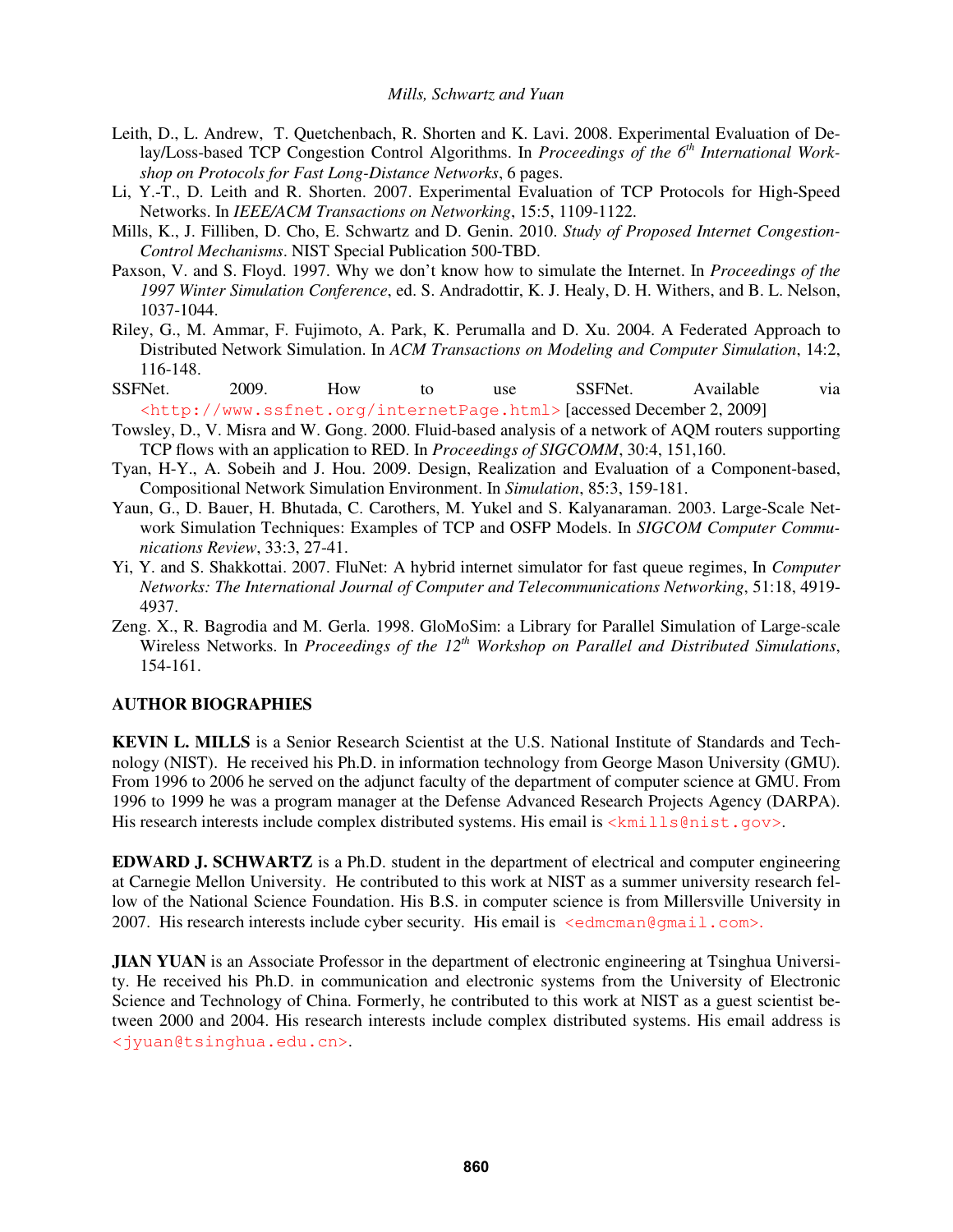Leith, D., L. Andrew, T. Quetchenbach, R. Shorten and K. Lavi. 2008. Experimental Evaluation of Delay/Loss-based TCP Congestion Control Algorithms. In *Proceedings of the 6th International Workshop on Protocols for Fast Long-Distance Networks*, 6 pages.

Li, Y.-T., D. Leith and R. Shorten. 2007. Experimental Evaluation of TCP Protocols for High-Speed Networks. In *IEEE/ACM Transactions on Networking*, 15:5, 1109-1122.

Mills, K., J. Filliben, D. Cho, E. Schwartz and D. Genin. 2010. *Study of Proposed Internet Congestion-Control Mechanisms*. NIST Special Publication 500-TBD.

Paxson, V. and S. Floyd. 1997. Why we don't know how to simulate the Internet. In *Proceedings of the 1997 Winter Simulation Conference*, ed. S. Andradottir, K. J. Healy, D. H. Withers, and B. L. Nelson, 1037-1044.

Riley, G., M. Ammar, F. Fujimoto, A. Park, K. Perumalla and D. Xu. 2004. A Federated Approach to Distributed Network Simulation. In *ACM Transactions on Modeling and Computer Simulation*, 14:2, 116-148.

SSFNet. 2009. How to use SSFNet. Available via <http://www.ssfnet.org/internetPage.html> [accessed December 2, 2009]

Towsley, D., V. Misra and W. Gong. 2000. Fluid-based analysis of a network of AQM routers supporting TCP flows with an application to RED. In *Proceedings of SIGCOMM*, 30:4, 151,160.

Tyan, H-Y., A. Sobeih and J. Hou. 2009. Design, Realization and Evaluation of a Component-based, Compositional Network Simulation Environment. In *Simulation*, 85:3, 159-181.

Yaun, G., D. Bauer, H. Bhutada, C. Carothers, M. Yukel and S. Kalyanaraman. 2003. Large-Scale Network Simulation Techniques: Examples of TCP and OSFP Models. In *SIGCOM Computer Communications Review*, 33:3, 27-41.

Yi, Y. and S. Shakkottai. 2007. FluNet: A hybrid internet simulator for fast queue regimes, In *Computer Networks: The International Journal of Computer and Telecommunications Networking*, 51:18, 4919-4937.

Zeng. X., R. Bagrodia and M. Gerla. 1998. GloMoSim: a Library for Parallel Simulation of Large-scale Wireless Networks. In *Proceedings of the 12th Workshop on Parallel and Distributed Simulations*, 154-161.

## AUTHOR BIOGRAPHIES

**KEVIN L. MILLS** is a Senior Research Scientist at the U.S. National Institute of Standards and Technology (NIST). He received his Ph.D. in information technology from George Mason University (GMU). From 1996 to 2006 he served on the adjunct faculty of the department of computer science at GMU. From 1996 to 1999 he was a program manager at the Defense Advanced Research Projects Agency (DARPA). His research interests include complex distributed systems. His email is <kmills@nist.gov>.

**EDWARD J. SCHWARTZ** is a Ph.D. student in the department of electrical and computer engineering at Carnegie Mellon University. He contributed to this work at NIST as a summer university research fellow of the National Science Foundation. His B.S. in computer science is from Millersville University in 2007. His research interests include cyber security. His email is <edmcman@gmail.com>.

**JIAN YUAN** is an Associate Professor in the department of electronic engineering at Tsinghua University. He received his Ph.D. in communication and electronic systems from the University of Electronic Science and Technology of China. Formerly, he contributed to this work at NIST as a guest scientist between 2000 and 2004. His research interests include complex distributed systems. His email address is <jyuan@tsinghua.edu.cn>.